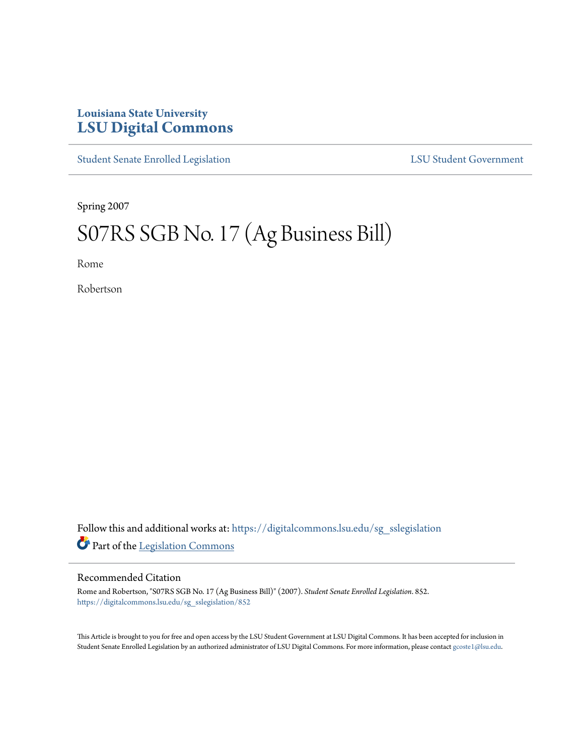# Louisiana State University
# LSU Digital Commons

Student Senate Enrolled Legislation | LSU Student Government

Spring 2007

# S07RS SGB No. 17 (Ag Business Bill)

Rome

Robertson

Follow this and additional works at: https://digitalcommons.lsu.edu/sg_sslegislation

Part of the Legislation Commons

## Recommended Citation

Rome and Robertson, "S07RS SGB No. 17 (Ag Business Bill)" (2007). *Student Senate Enrolled Legislation*. 852.
https://digitalcommons.lsu.edu/sg_sslegislation/852

This Article is brought to you for free and open access by the LSU Student Government at LSU Digital Commons. It has been accepted for inclusion in Student Senate Enrolled Legislation by an authorized administrator of LSU Digital Commons. For more information, please contact gcoste1@lsu.edu.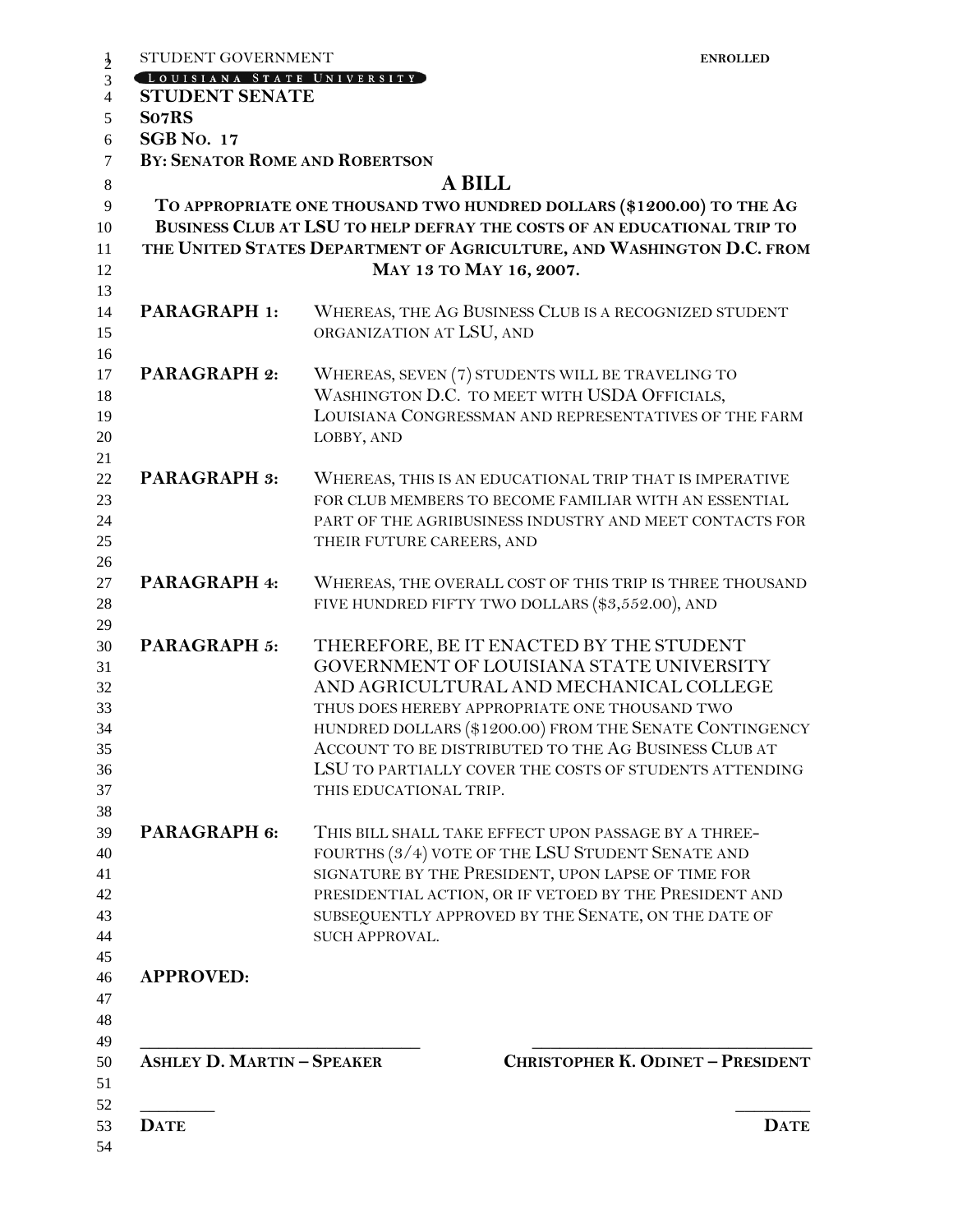STUDENT GOVERNMENT **ENROLLED**

LOUISIANA STATE UNIVERSITY

**STUDENT SENATE**

**S07RS**

**SGB NO. 17**

**BY: SENATOR ROME AND ROBERTSON**

# A BILL

**TO APPROPRIATE ONE THOUSAND TWO HUNDRED DOLLARS ($1200.00) TO THE AG BUSINESS CLUB AT LSU TO HELP DEFRAY THE COSTS OF AN EDUCATIONAL TRIP TO THE UNITED STATES DEPARTMENT OF AGRICULTURE, AND WASHINGTON D.C. FROM MAY 13 TO MAY 16, 2007.**

**PARAGRAPH 1:** WHEREAS, THE AG BUSINESS CLUB IS A RECOGNIZED STUDENT ORGANIZATION AT LSU, AND

**PARAGRAPH 2:** WHEREAS, SEVEN (7) STUDENTS WILL BE TRAVELING TO WASHINGTON D.C. TO MEET WITH USDA OFFICIALS, LOUISIANA CONGRESSMAN AND REPRESENTATIVES OF THE FARM LOBBY, AND

**PARAGRAPH 3:** WHEREAS, THIS IS AN EDUCATIONAL TRIP THAT IS IMPERATIVE FOR CLUB MEMBERS TO BECOME FAMILIAR WITH AN ESSENTIAL PART OF THE AGRIBUSINESS INDUSTRY AND MEET CONTACTS FOR THEIR FUTURE CAREERS, AND

**PARAGRAPH 4:** WHEREAS, THE OVERALL COST OF THIS TRIP IS THREE THOUSAND FIVE HUNDRED FIFTY TWO DOLLARS ($3,552.00), AND

**PARAGRAPH 5:** THEREFORE, BE IT ENACTED BY THE STUDENT GOVERNMENT OF LOUISIANA STATE UNIVERSITY AND AGRICULTURAL AND MECHANICAL COLLEGE THUS DOES HEREBY APPROPRIATE ONE THOUSAND TWO HUNDRED DOLLARS ($1200.00) FROM THE SENATE CONTINGENCY ACCOUNT TO BE DISTRIBUTED TO THE AG BUSINESS CLUB AT LSU TO PARTIALLY COVER THE COSTS OF STUDENTS ATTENDING THIS EDUCATIONAL TRIP.

**PARAGRAPH 6:** THIS BILL SHALL TAKE EFFECT UPON PASSAGE BY A THREE-FOURTHS (3/4) VOTE OF THE LSU STUDENT SENATE AND SIGNATURE BY THE PRESIDENT, UPON LAPSE OF TIME FOR PRESIDENTIAL ACTION, OR IF VETOED BY THE PRESIDENT AND SUBSEQUENTLY APPROVED BY THE SENATE, ON THE DATE OF SUCH APPROVAL.

**APPROVED:**

_______________________________ _______________________________

**ASHLEY D. MARTIN – SPEAKER** **CHRISTOPHER K. ODINET – PRESIDENT**

________ ________

**DATE** **DATE**